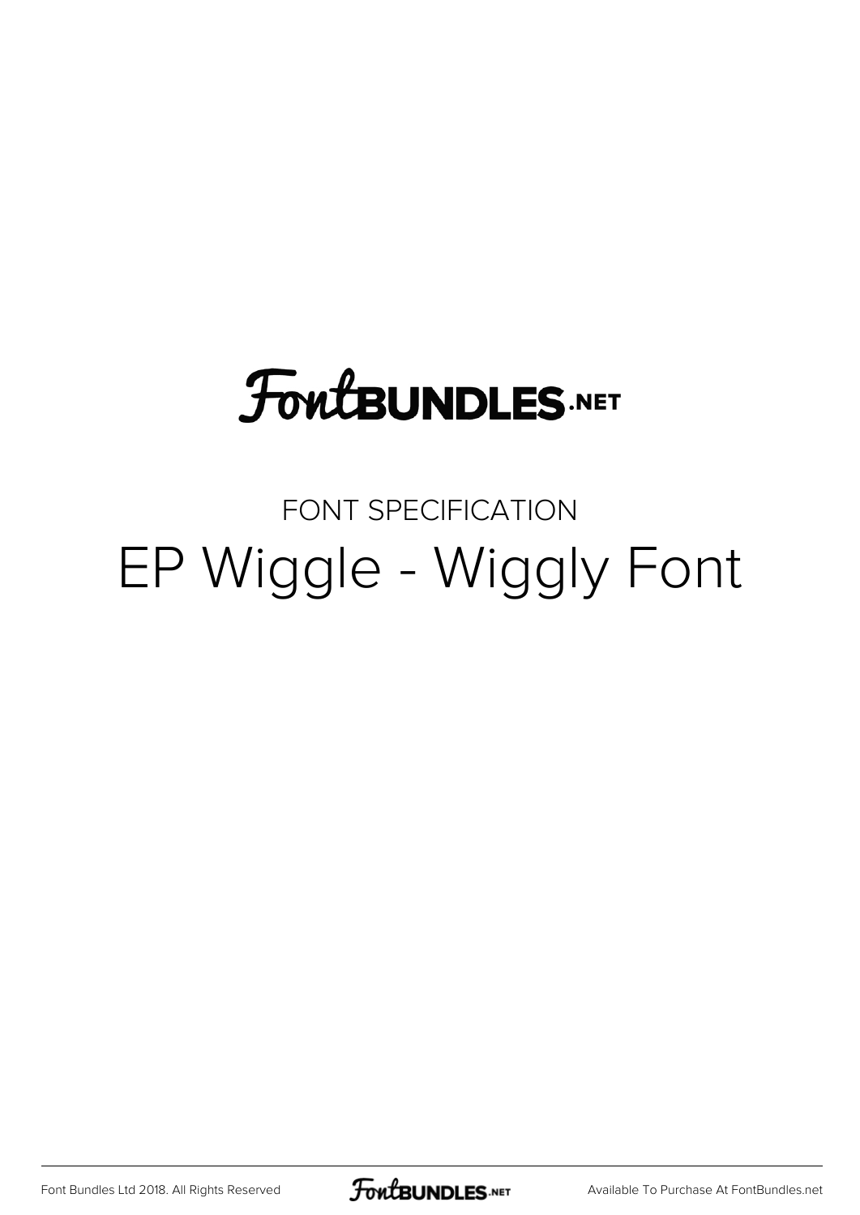FontBUNDLES.NET

FONT SPECIFICATION

# EP Wiggle - Wiggly Font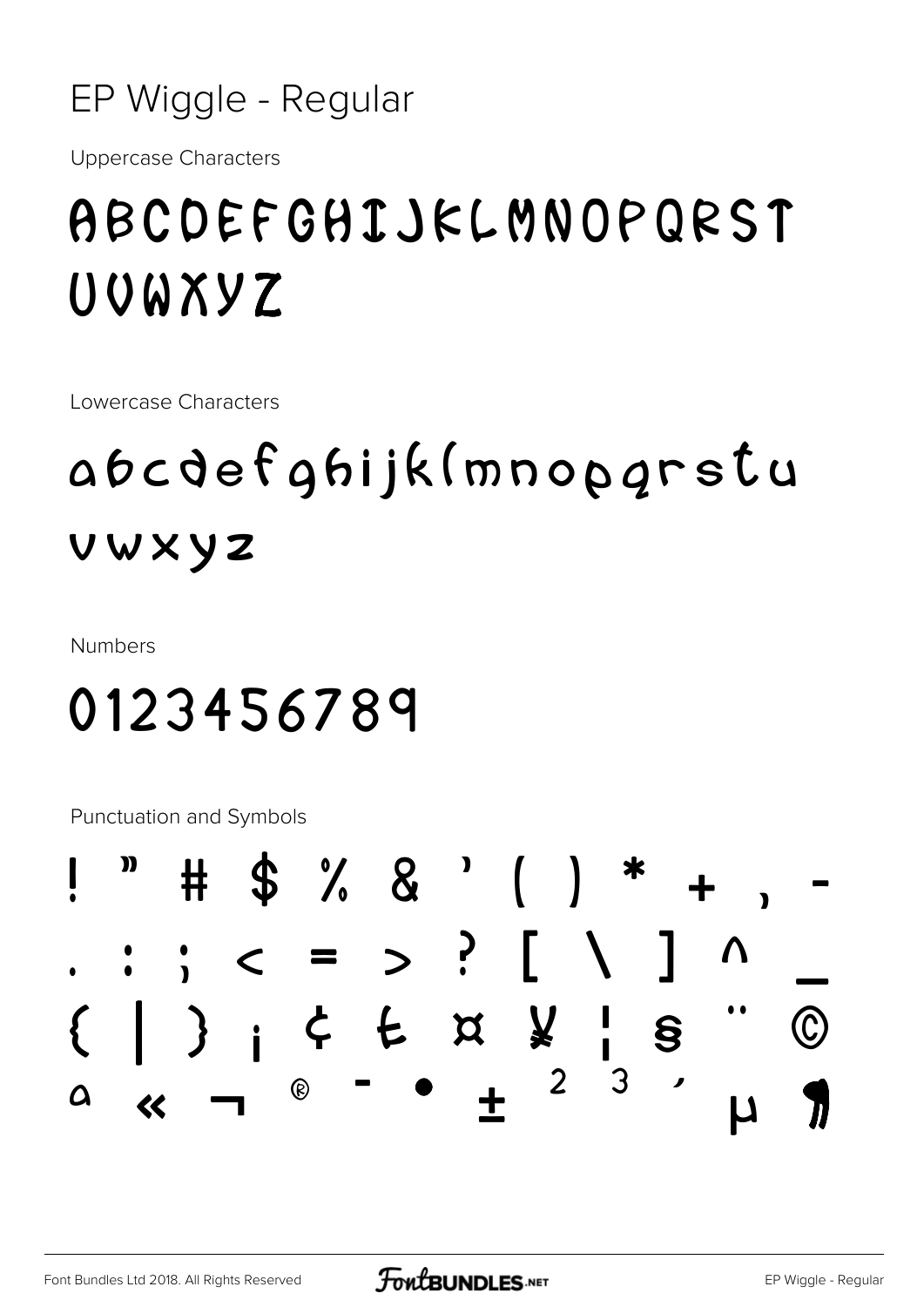# EP Wiggle - Regular

Uppercase Characters

## ABCDEFGHIJKLMNOPQRST UVWXYZ

Lowercase Characters

## abcdefghijklmnopqrstu vwxyz

Numbers

## 0123456789

Punctuation and Symbols

## ! " # $ % & ' ( ) * + , - . : ; < = > ? [ \ ] ^ _ { | } ¡ ¢ £ ¤ ¥ ¦ § ¨ © ª « ¬ ® ¯ • ± ² ³ ´ µ ¶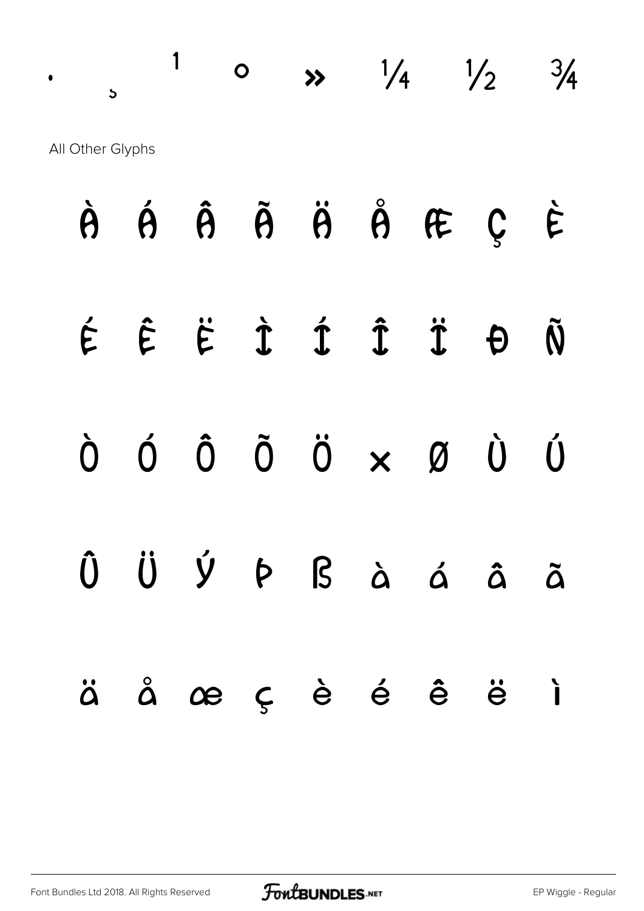· ¸ ¹ º » ¼ ½ ¾

All Other Glyphs

À Á Â Ã Ä Å Æ Ç È

É Ê Ë Ì Í Î Ï Ð Ñ

Ò Ó Ô Õ Ö × Ø Ù Ú

Û Ü Ý Þ ß à á â ã

ä å æ ç è é ê ë ì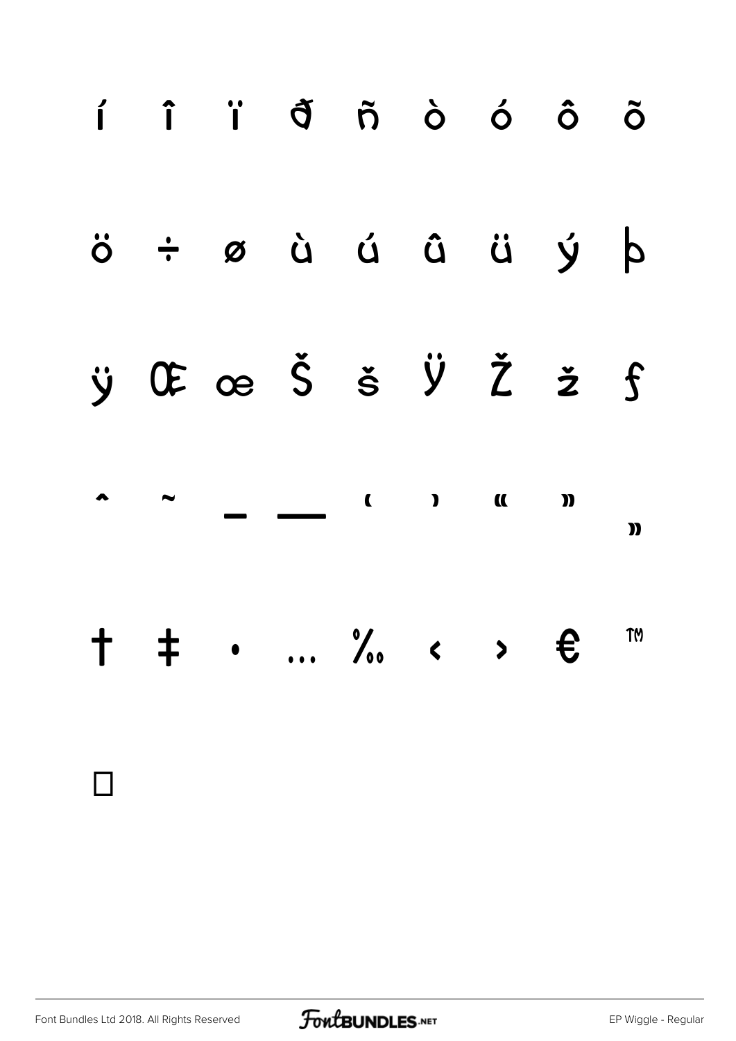í î ï ð ñ ò ó ô õ

ö ÷ ø ù ú û ü ý þ

ÿ Œ œ Š š Ÿ Ž ž ƒ

ˆ ˜ – — ‘ ’ “ ” „

† ‡ • … ‰ ‹ › € ™

□